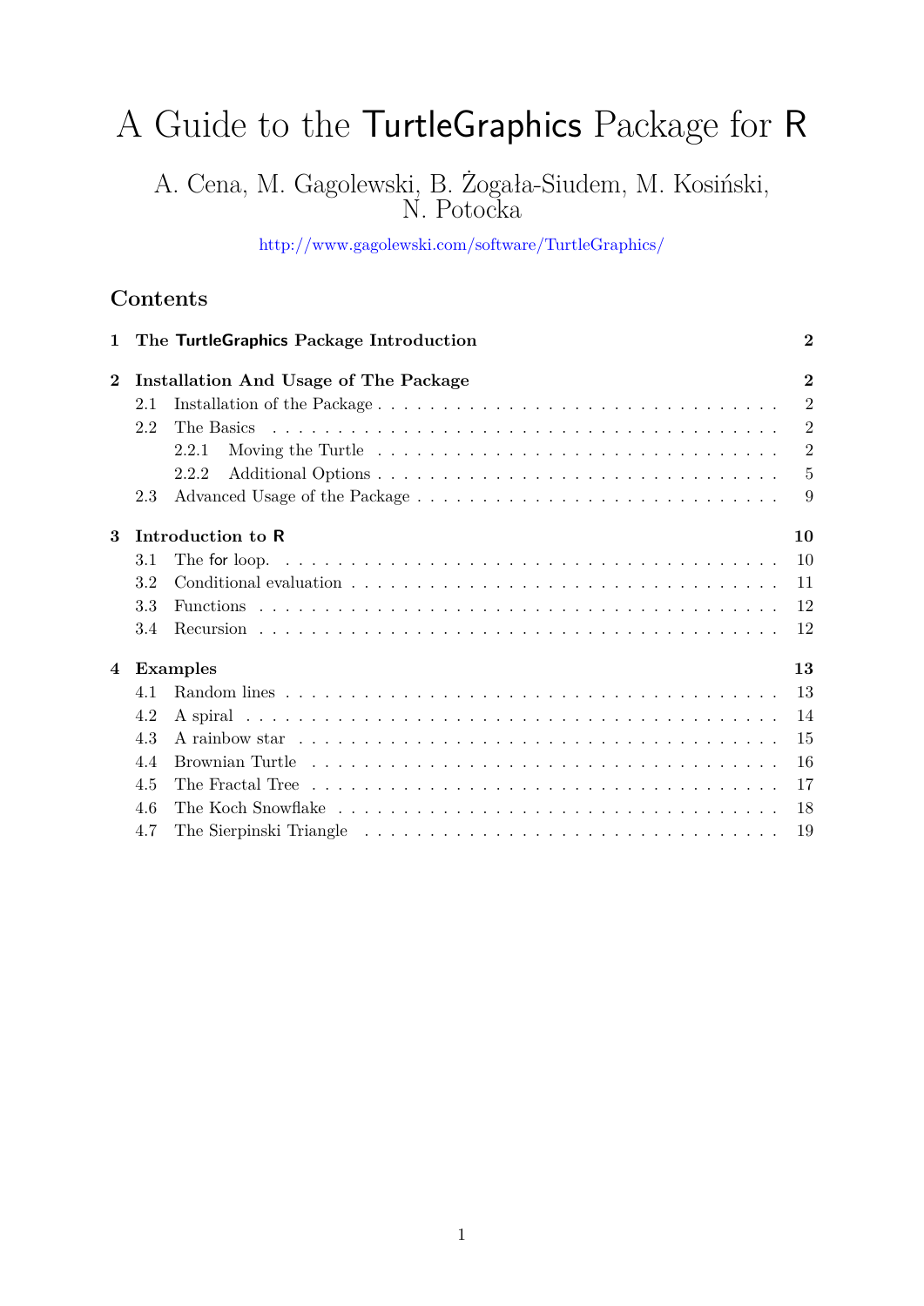# A Guide to the TurtleGraphics Package for R

A. Cena, M. Gagolewski, B. Żogała-Siudem, M. Kosiński, N. Potocka

http://www.gagolewski.com/software/TurtleGraphics/

## Contents

**1 The TurtleGraphics Package Introduction** **2**

**2 Installation And Usage of The Package** **2**

- 2.1 Installation of the Package . . . 2
- 2.2 The Basics . . . 2
  - 2.2.1 Moving the Turtle . . . 2
  - 2.2.2 Additional Options . . . 5
- 2.3 Advanced Usage of the Package . . . 9

**3 Introduction to R** **10**

- 3.1 The for loop. . . . 10
- 3.2 Conditional evaluation . . . 11
- 3.3 Functions . . . 12
- 3.4 Recursion . . . 12

**4 Examples** **13**

- 4.1 Random lines . . . 13
- 4.2 A spiral . . . 14
- 4.3 A rainbow star . . . 15
- 4.4 Brownian Turtle . . . 16
- 4.5 The Fractal Tree . . . 17
- 4.6 The Koch Snowflake . . . 18
- 4.7 The Sierpinski Triangle . . . 19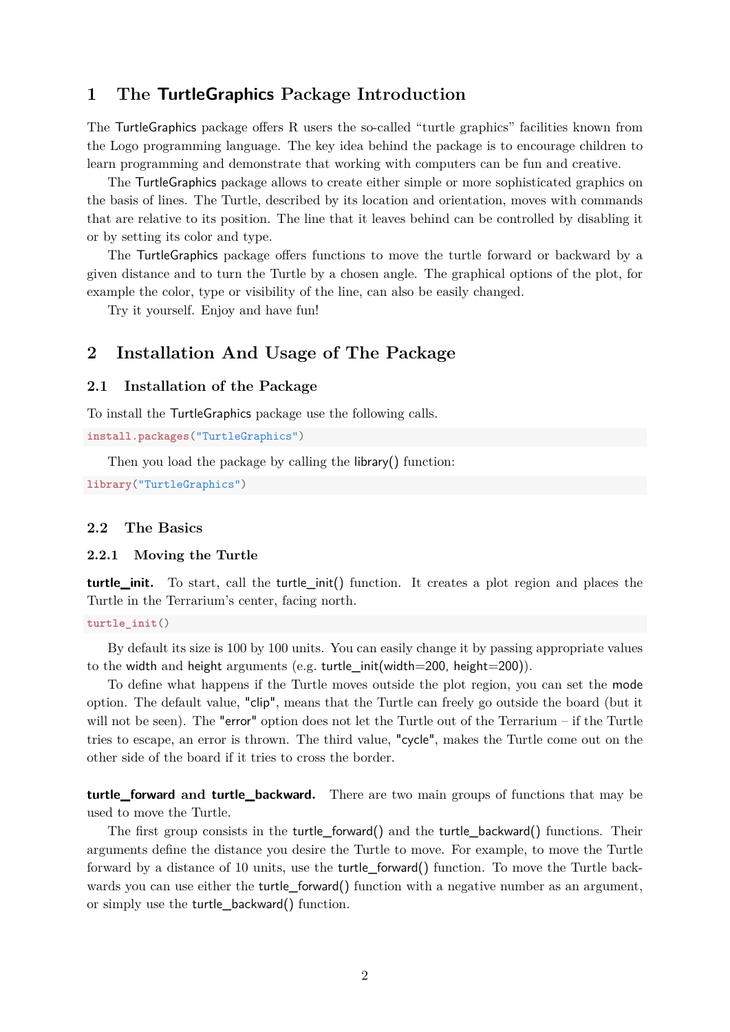# 1 The TurtleGraphics Package Introduction

The TurtleGraphics package offers R users the so-called "turtle graphics" facilities known from the Logo programming language. The key idea behind the package is to encourage children to learn programming and demonstrate that working with computers can be fun and creative.

The TurtleGraphics package allows to create either simple or more sophisticated graphics on the basis of lines. The Turtle, described by its location and orientation, moves with commands that are relative to its position. The line that it leaves behind can be controlled by disabling it or by setting its color and type.

The TurtleGraphics package offers functions to move the turtle forward or backward by a given distance and to turn the Turtle by a chosen angle. The graphical options of the plot, for example the color, type or visibility of the line, can also be easily changed.

Try it yourself. Enjoy and have fun!

# 2 Installation And Usage of The Package

## 2.1 Installation of the Package

To install the TurtleGraphics package use the following calls.

```
install.packages("TurtleGraphics")
```

Then you load the package by calling the library() function:

```
library("TurtleGraphics")
```

## 2.2 The Basics

### 2.2.1 Moving the Turtle

**turtle_init.** To start, call the turtle_init() function. It creates a plot region and places the Turtle in the Terrarium's center, facing north.

```
turtle_init()
```

By default its size is 100 by 100 units. You can easily change it by passing appropriate values to the width and height arguments (e.g. turtle_init(width=200, height=200)).

To define what happens if the Turtle moves outside the plot region, you can set the mode option. The default value, "clip", means that the Turtle can freely go outside the board (but it will not be seen). The "error" option does not let the Turtle out of the Terrarium – if the Turtle tries to escape, an error is thrown. The third value, "cycle", makes the Turtle come out on the other side of the board if it tries to cross the border.

**turtle_forward and turtle_backward.** There are two main groups of functions that may be used to move the Turtle.

The first group consists in the turtle_forward() and the turtle_backward() functions. Their arguments define the distance you desire the Turtle to move. For example, to move the Turtle forward by a distance of 10 units, use the turtle_forward() function. To move the Turtle backwards you can use either the turtle_forward() function with a negative number as an argument, or simply use the turtle_backward() function.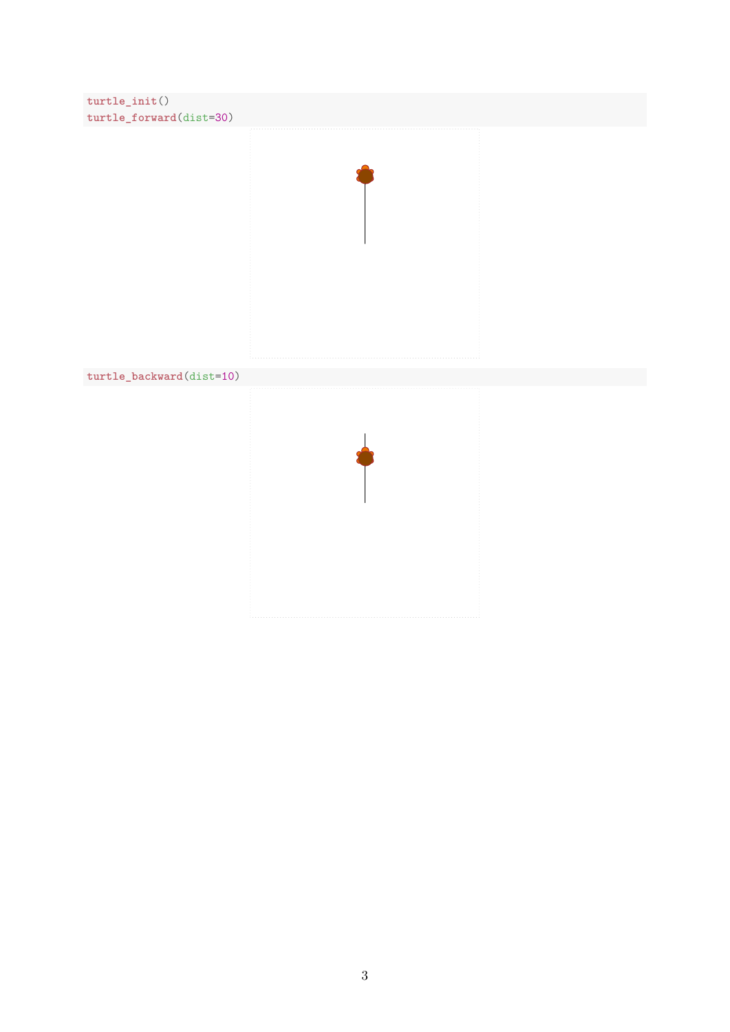```
turtle_init()
turtle_forward(dist=30)
```

```
turtle_backward(dist=10)
```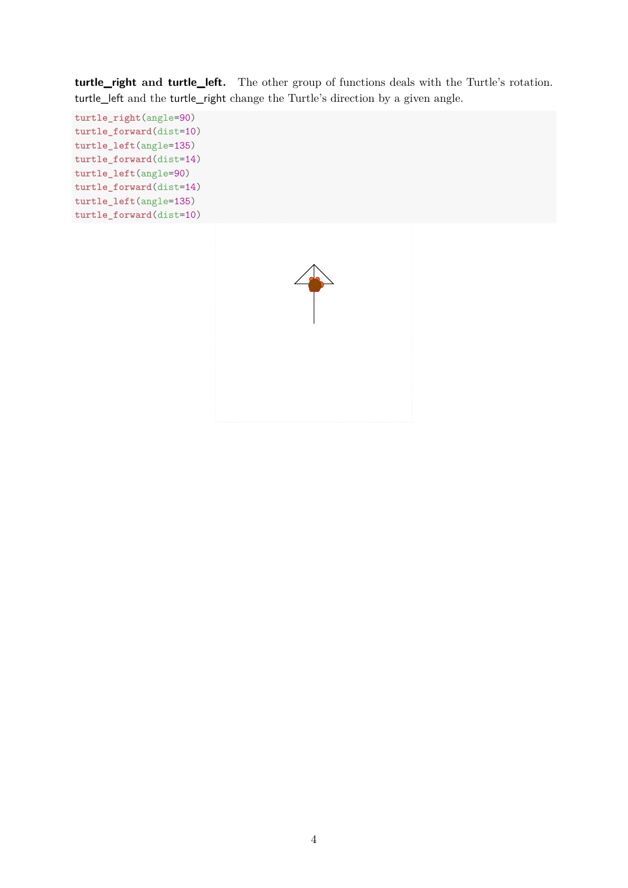**turtle_right and turtle_left.** The other group of functions deals with the Turtle's rotation. turtle_left and the turtle_right change the Turtle's direction by a given angle.

```
turtle_right(angle=90)
turtle_forward(dist=10)
turtle_left(angle=135)
turtle_forward(dist=14)
turtle_left(angle=90)
turtle_forward(dist=14)
turtle_left(angle=135)
turtle_forward(dist=10)
```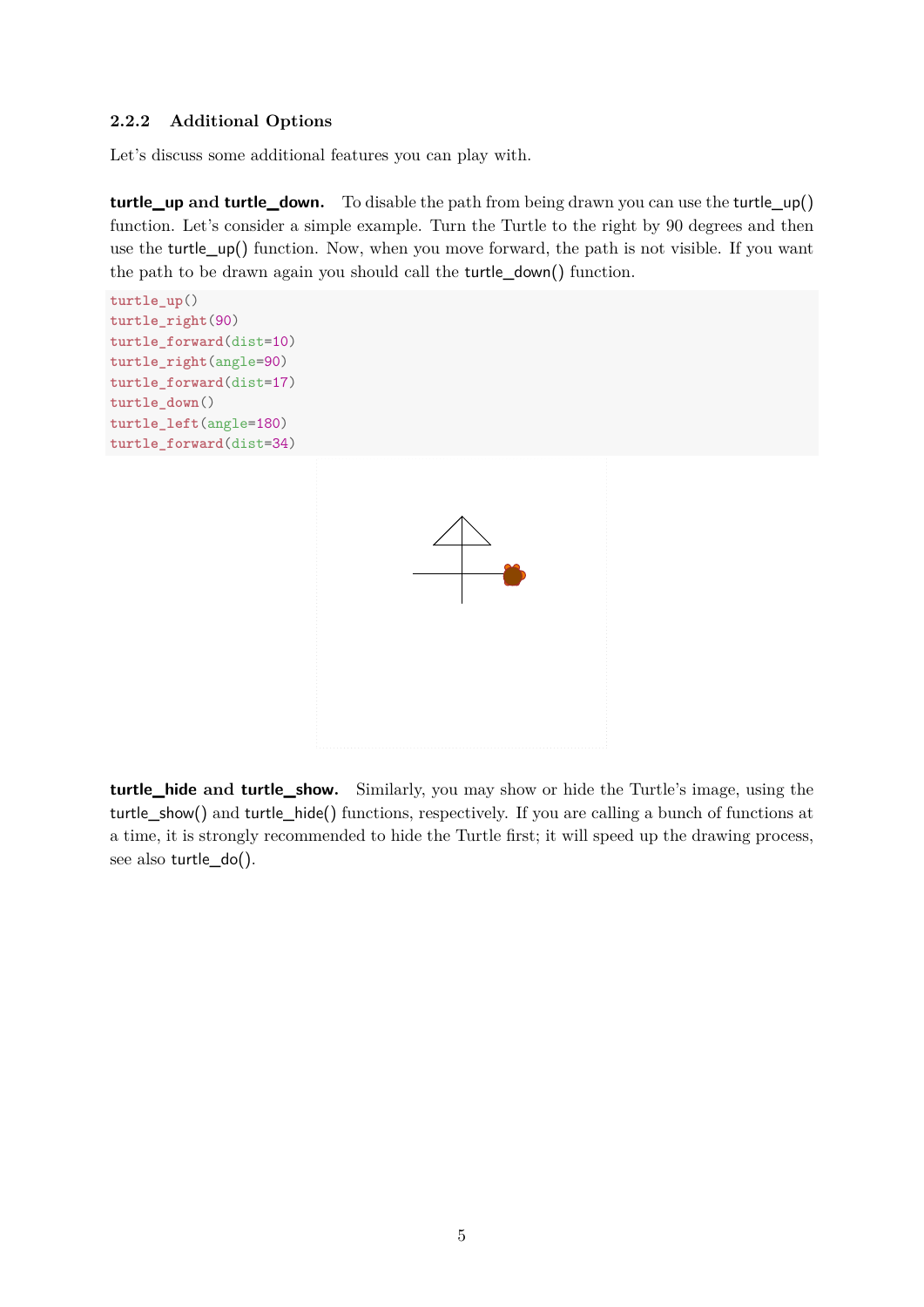### 2.2.2 Additional Options

Let's discuss some additional features you can play with.

**turtle_up and turtle_down.** To disable the path from being drawn you can use the turtle_up() function. Let's consider a simple example. Turn the Turtle to the right by 90 degrees and then use the turtle_up() function. Now, when you move forward, the path is not visible. If you want the path to be drawn again you should call the turtle_down() function.

```
turtle_up()
turtle_right(90)
turtle_forward(dist=10)
turtle_right(angle=90)
turtle_forward(dist=17)
turtle_down()
turtle_left(angle=180)
turtle_forward(dist=34)
```

**turtle_hide and turtle_show.** Similarly, you may show or hide the Turtle's image, using the turtle_show() and turtle_hide() functions, respectively. If you are calling a bunch of functions at a time, it is strongly recommended to hide the Turtle first; it will speed up the drawing process, see also turtle_do().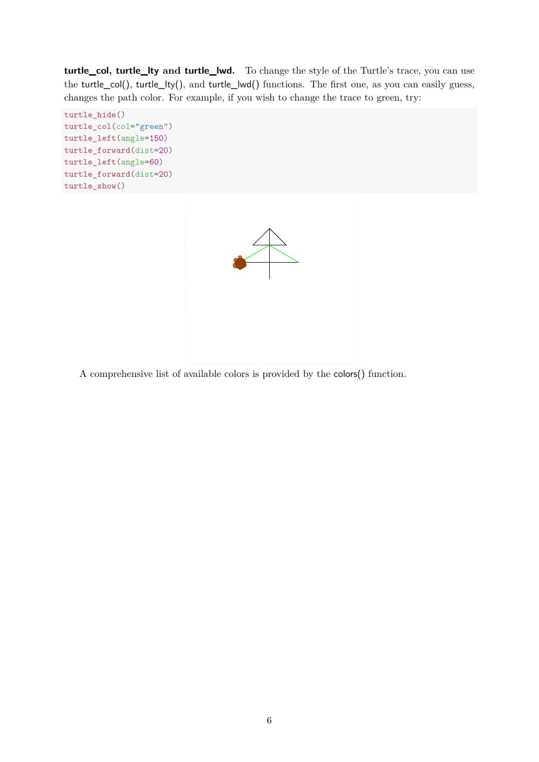**turtle_col, turtle_lty and turtle_lwd.** To change the style of the Turtle's trace, you can use the turtle_col(), turtle_lty(), and turtle_lwd() functions. The first one, as you can easily guess, changes the path color. For example, if you wish to change the trace to green, try:

```
turtle_hide()
turtle_col(col="green")
turtle_left(angle=150)
turtle_forward(dist=20)
turtle_left(angle=60)
turtle_forward(dist=20)
turtle_show()
```

A comprehensive list of available colors is provided by the colors() function.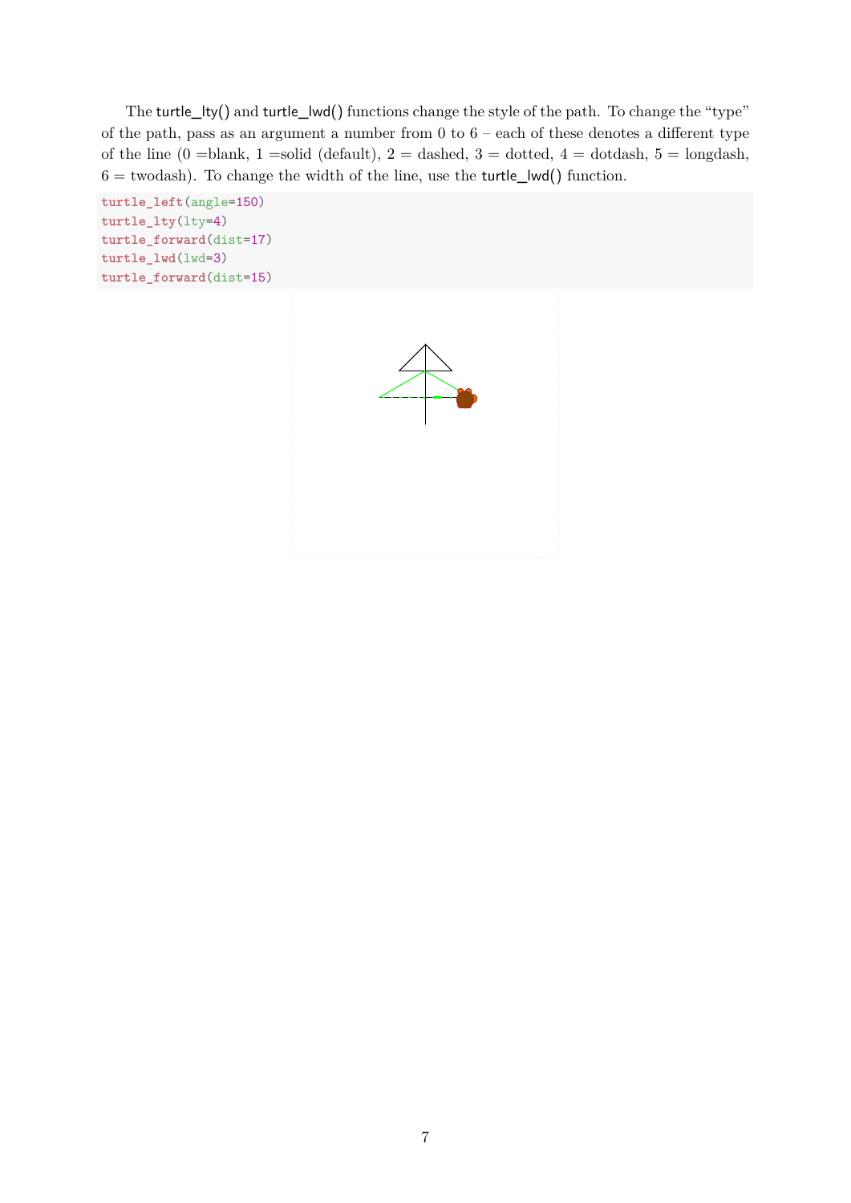The turtle_lty() and turtle_lwd() functions change the style of the path. To change the "type" of the path, pass as an argument a number from 0 to 6 – each of these denotes a different type of the line (0 =blank, 1 =solid (default), 2 = dashed, 3 = dotted, 4 = dotdash, 5 = longdash, 6 = twodash). To change the width of the line, use the turtle_lwd() function.

```
turtle_left(angle=150)
turtle_lty(lty=4)
turtle_forward(dist=17)
turtle_lwd(lwd=3)
turtle_forward(dist=15)
```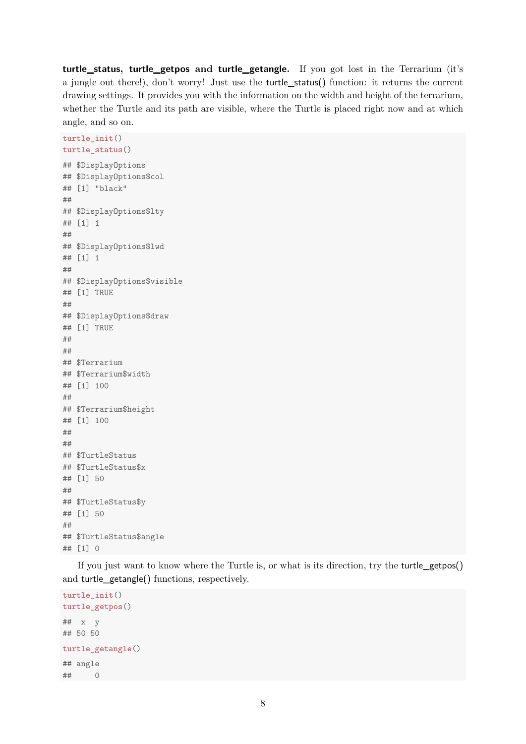**turtle_status, turtle_getpos and turtle_getangle.** If you got lost in the Terrarium (it's a jungle out there!), don't worry! Just use the turtle_status() function: it returns the current drawing settings. It provides you with the information on the width and height of the terrarium, whether the Turtle and its path are visible, where the Turtle is placed right now and at which angle, and so on.

```
turtle_init()
turtle_status()
```

```
## $DisplayOptions
## $DisplayOptions$col
## [1] "black"
##
## $DisplayOptions$lty
## [1] 1
##
## $DisplayOptions$lwd
## [1] 1
##
## $DisplayOptions$visible
## [1] TRUE
##
## $DisplayOptions$draw
## [1] TRUE
##
##
## $Terrarium
## $Terrarium$width
## [1] 100
##
## $Terrarium$height
## [1] 100
##
##
## $TurtleStatus
## $TurtleStatus$x
## [1] 50
##
## $TurtleStatus$y
## [1] 50
##
## $TurtleStatus$angle
## [1] 0
```

If you just want to know where the Turtle is, or what is its direction, try the turtle_getpos() and turtle_getangle() functions, respectively.

```
turtle_init()
turtle_getpos()
```

```
##  x  y
## 50 50
```

```
turtle_getangle()
```

```
## angle
##     0
```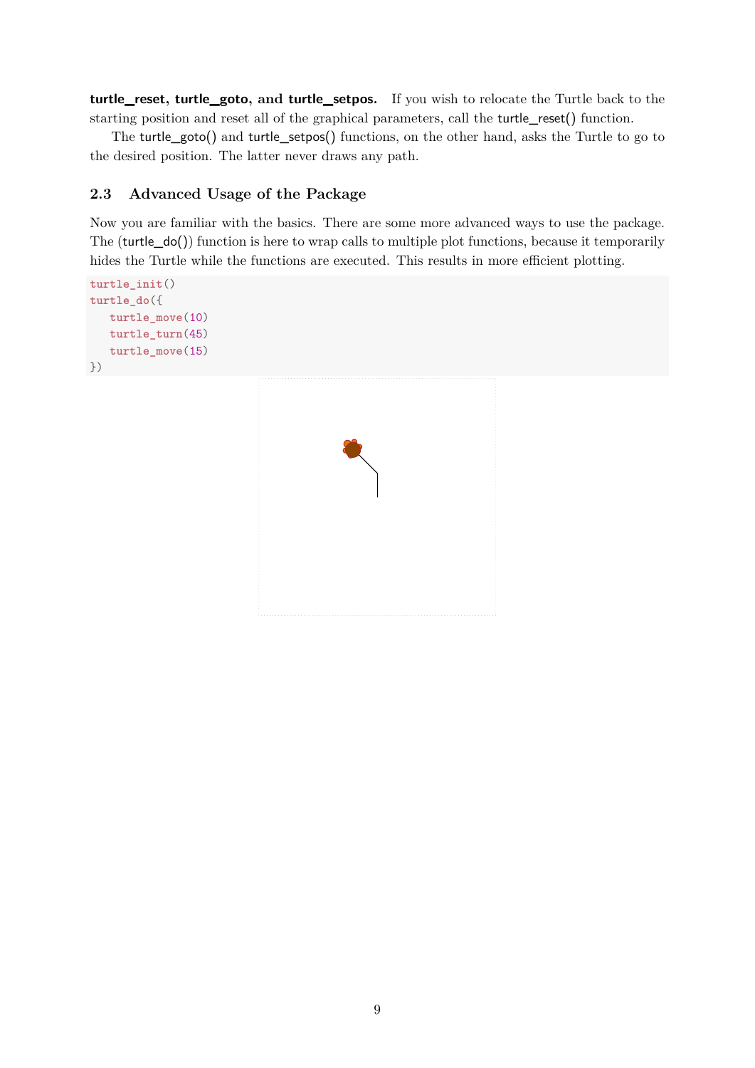**turtle_reset, turtle_goto, and turtle_setpos.** If you wish to relocate the Turtle back to the starting position and reset all of the graphical parameters, call the turtle_reset() function.

The turtle_goto() and turtle_setpos() functions, on the other hand, asks the Turtle to go to the desired position. The latter never draws any path.

### 2.3 Advanced Usage of the Package

Now you are familiar with the basics. There are some more advanced ways to use the package. The (turtle_do()) function is here to wrap calls to multiple plot functions, because it temporarily hides the Turtle while the functions are executed. This results in more efficient plotting.

```
turtle_init()
turtle_do({
   turtle_move(10)
   turtle_turn(45)
   turtle_move(15)
})
```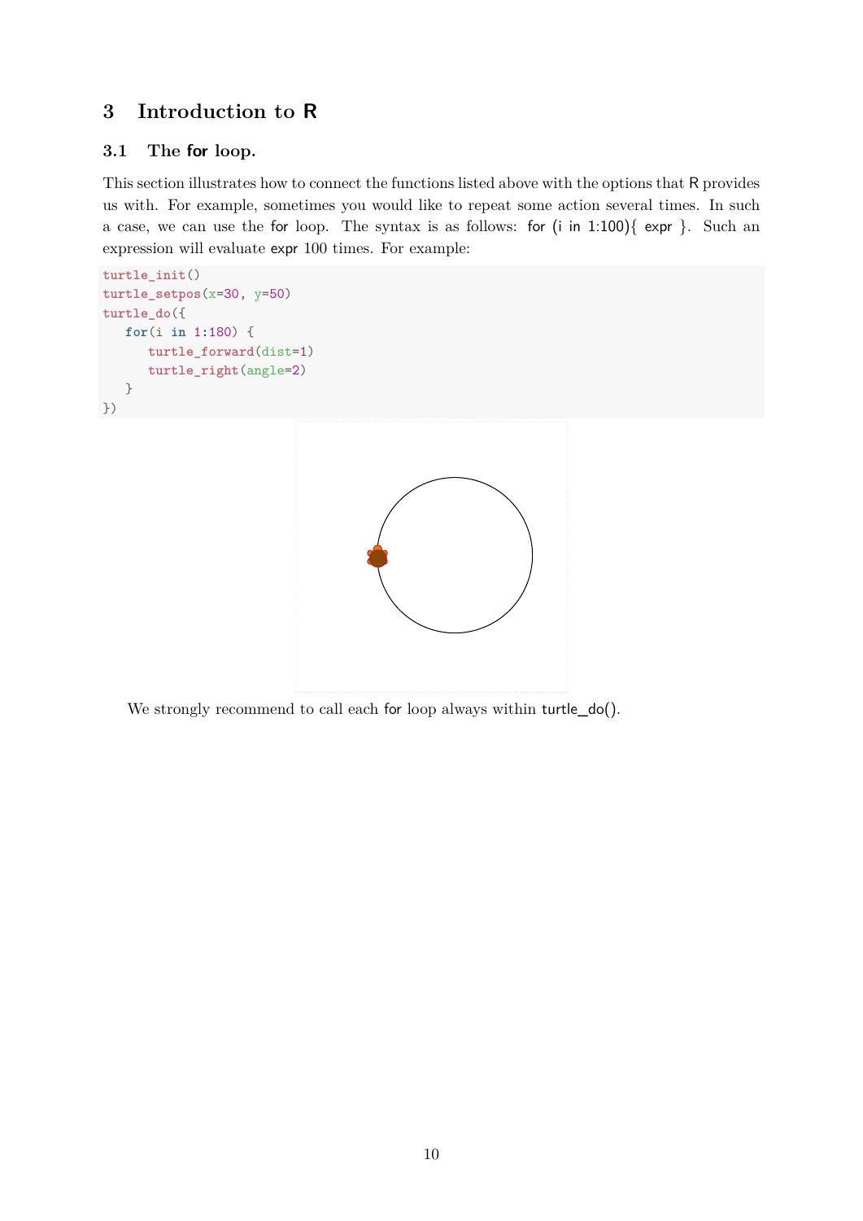## 3 Introduction to R

### 3.1 The for loop.

This section illustrates how to connect the functions listed above with the options that R provides us with. For example, sometimes you would like to repeat some action several times. In such a case, we can use the for loop. The syntax is as follows: `for (i in 1:100){ expr }`. Such an expression will evaluate expr 100 times. For example:

```
turtle_init()
turtle_setpos(x=30, y=50)
turtle_do({
   for(i in 1:180) {
      turtle_forward(dist=1)
      turtle_right(angle=2)
   }
})
```

We strongly recommend to call each for loop always within turtle_do().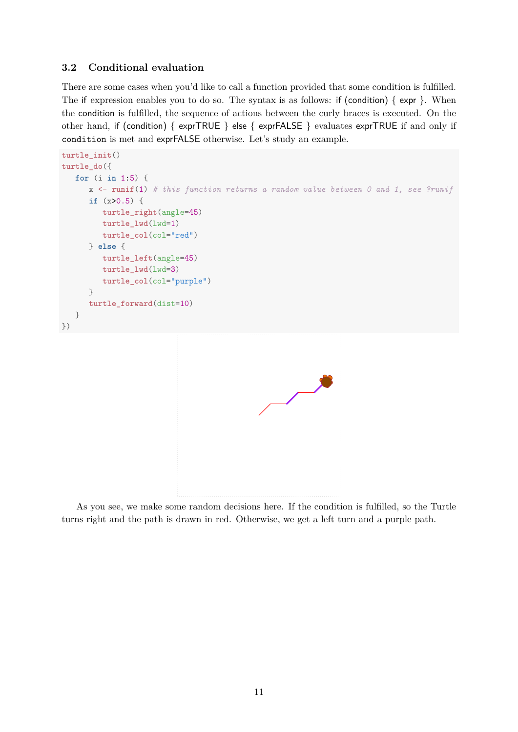### 3.2 Conditional evaluation

There are some cases when you'd like to call a function provided that some condition is fulfilled. The if expression enables you to do so. The syntax is as follows: if (condition) { expr }. When the condition is fulfilled, the sequence of actions between the curly braces is executed. On the other hand, if (condition) { exprTRUE } else { exprFALSE } evaluates exprTRUE if and only if `condition` is met and exprFALSE otherwise. Let's study an example.

```
turtle_init()
turtle_do({
   for (i in 1:5) {
      x <- runif(1) # this function returns a random value between 0 and 1, see ?runif
      if (x>0.5) {
         turtle_right(angle=45)
         turtle_lwd(lwd=1)
         turtle_col(col="red")
      } else {
         turtle_left(angle=45)
         turtle_lwd(lwd=3)
         turtle_col(col="purple")
      }
      turtle_forward(dist=10)
   }
})
```

As you see, we make some random decisions here. If the condition is fulfilled, so the Turtle turns right and the path is drawn in red. Otherwise, we get a left turn and a purple path.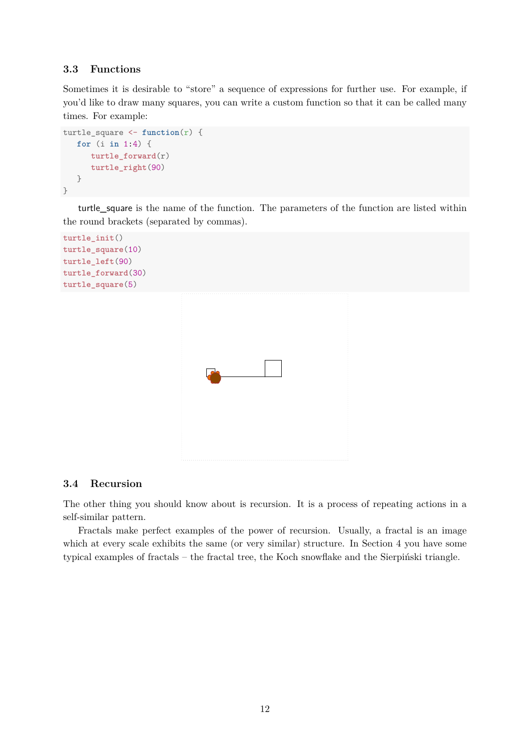### 3.3 Functions

Sometimes it is desirable to "store" a sequence of expressions for further use. For example, if you'd like to draw many squares, you can write a custom function so that it can be called many times. For example:

```
turtle_square <- function(r) {
   for (i in 1:4) {
      turtle_forward(r)
      turtle_right(90)
   }
}
```

turtle_square is the name of the function. The parameters of the function are listed within the round brackets (separated by commas).

```
turtle_init()
turtle_square(10)
turtle_left(90)
turtle_forward(30)
turtle_square(5)
```

### 3.4 Recursion

The other thing you should know about is recursion. It is a process of repeating actions in a self-similar pattern.

Fractals make perfect examples of the power of recursion. Usually, a fractal is an image which at every scale exhibits the same (or very similar) structure. In Section 4 you have some typical examples of fractals – the fractal tree, the Koch snowflake and the Sierpiński triangle.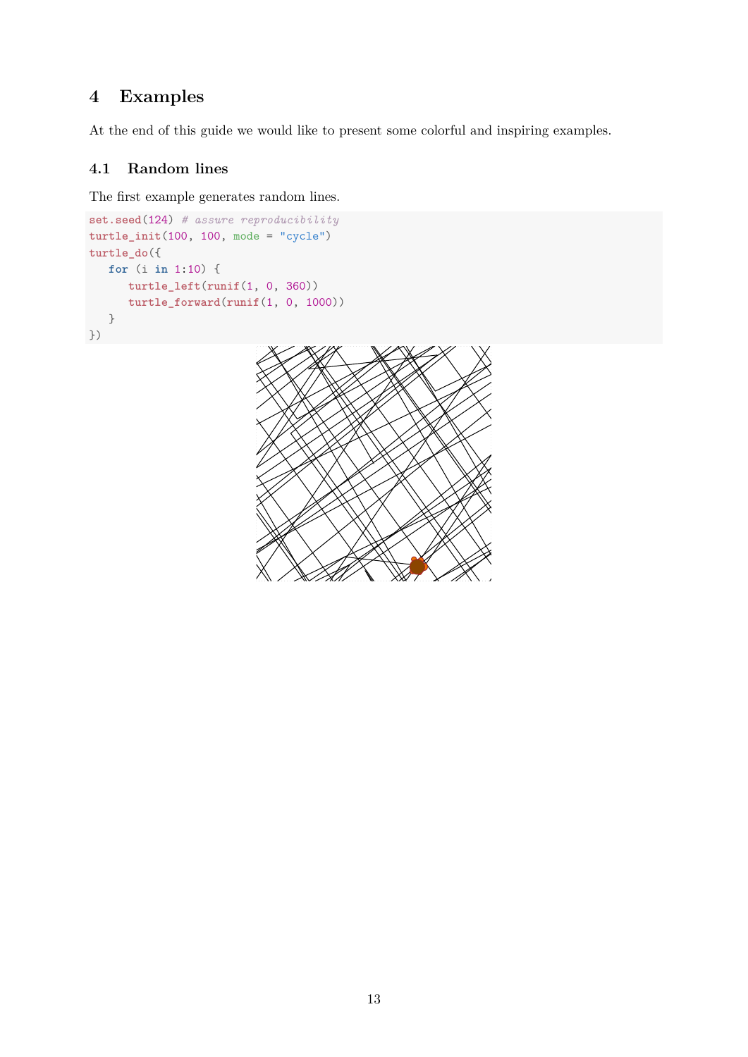# 4 Examples

At the end of this guide we would like to present some colorful and inspiring examples.

## 4.1 Random lines

The first example generates random lines.

```
set.seed(124) # assure reproducibility
turtle_init(100, 100, mode = "cycle")
turtle_do({
   for (i in 1:10) {
      turtle_left(runif(1, 0, 360))
      turtle_forward(runif(1, 0, 1000))
   }
})
```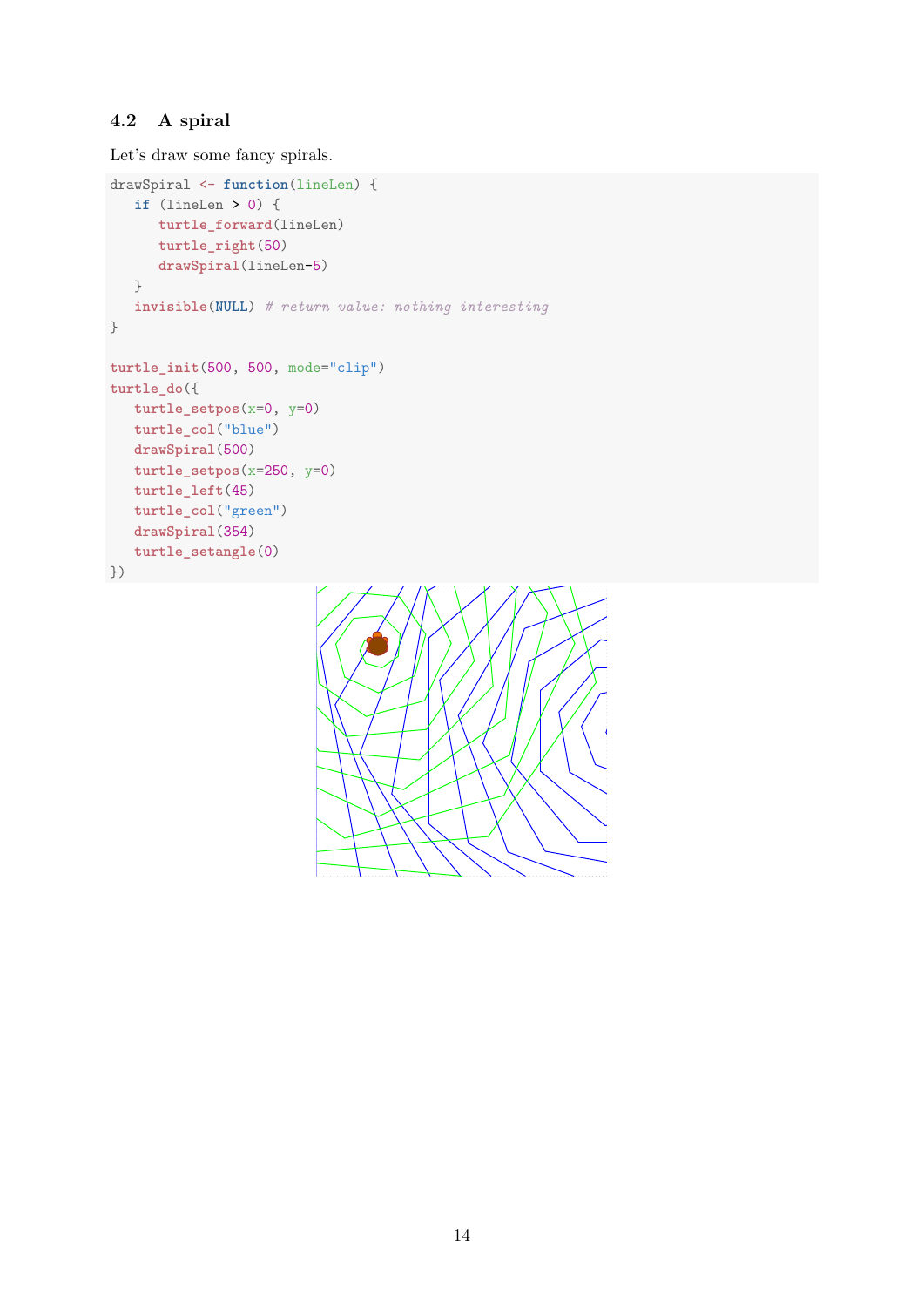### 4.2 A spiral

Let's draw some fancy spirals.

```
drawSpiral <- function(lineLen) {
   if (lineLen > 0) {
      turtle_forward(lineLen)
      turtle_right(50)
      drawSpiral(lineLen-5)
   }
   invisible(NULL) # return value: nothing interesting
}

turtle_init(500, 500, mode="clip")
turtle_do({
   turtle_setpos(x=0, y=0)
   turtle_col("blue")
   drawSpiral(500)
   turtle_setpos(x=250, y=0)
   turtle_left(45)
   turtle_col("green")
   drawSpiral(354)
   turtle_setangle(0)
})
```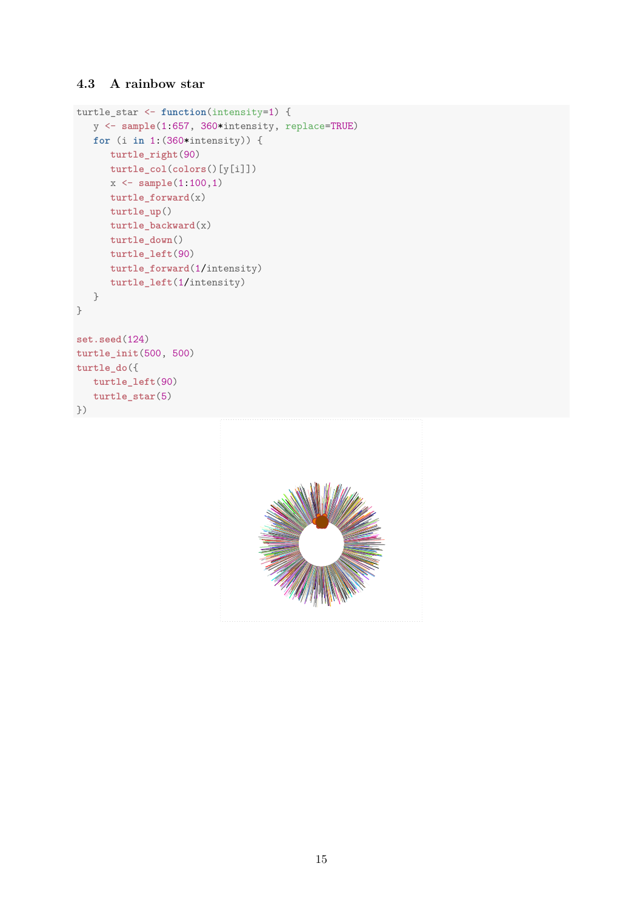### 4.3 A rainbow star

```
turtle_star <- function(intensity=1) {
   y <- sample(1:657, 360*intensity, replace=TRUE)
   for (i in 1:(360*intensity)) {
      turtle_right(90)
      turtle_col(colors()[y[i]])
      x <- sample(1:100,1)
      turtle_forward(x)
      turtle_up()
      turtle_backward(x)
      turtle_down()
      turtle_left(90)
      turtle_forward(1/intensity)
      turtle_left(1/intensity)
   }
}

set.seed(124)
turtle_init(500, 500)
turtle_do({
   turtle_left(90)
   turtle_star(5)
})
```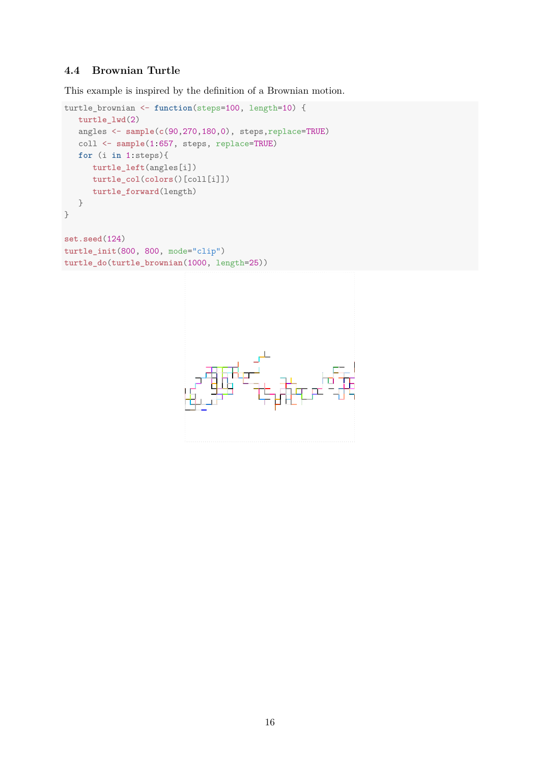### 4.4 Brownian Turtle

This example is inspired by the definition of a Brownian motion.

```
turtle_brownian <- function(steps=100, length=10) {
   turtle_lwd(2)
   angles <- sample(c(90,270,180,0), steps,replace=TRUE)
   coll <- sample(1:657, steps, replace=TRUE)
   for (i in 1:steps){
      turtle_left(angles[i])
      turtle_col(colors()[coll[i]])
      turtle_forward(length)
   }
}

set.seed(124)
turtle_init(800, 800, mode="clip")
turtle_do(turtle_brownian(1000, length=25))
```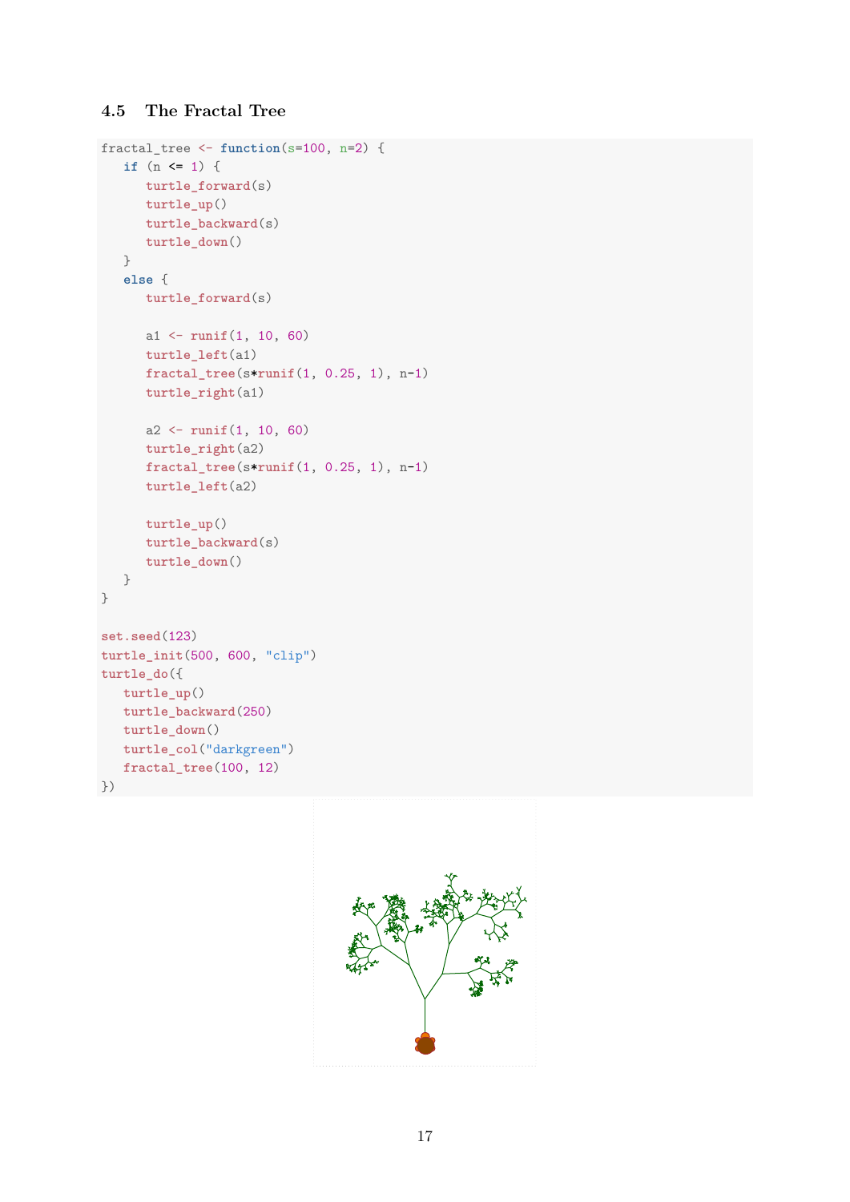### 4.5 The Fractal Tree

```
fractal_tree <- function(s=100, n=2) {
   if (n <= 1) {
      turtle_forward(s)
      turtle_up()
      turtle_backward(s)
      turtle_down()
   }
   else {
      turtle_forward(s)

      a1 <- runif(1, 10, 60)
      turtle_left(a1)
      fractal_tree(s*runif(1, 0.25, 1), n-1)
      turtle_right(a1)

      a2 <- runif(1, 10, 60)
      turtle_right(a2)
      fractal_tree(s*runif(1, 0.25, 1), n-1)
      turtle_left(a2)

      turtle_up()
      turtle_backward(s)
      turtle_down()
   }
}

set.seed(123)
turtle_init(500, 600, "clip")
turtle_do({
   turtle_up()
   turtle_backward(250)
   turtle_down()
   turtle_col("darkgreen")
   fractal_tree(100, 12)
})
```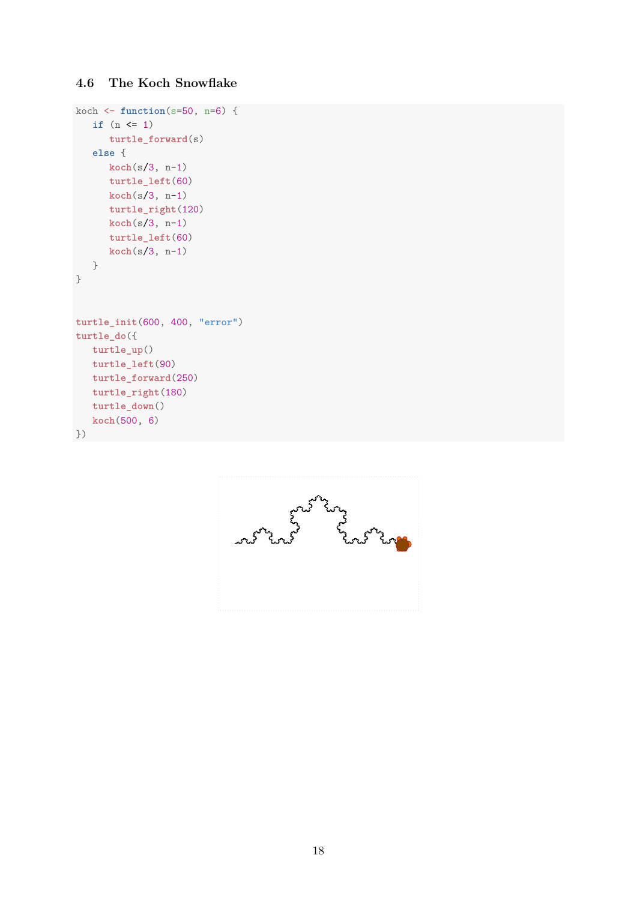### 4.6 The Koch Snowflake

```
koch <- function(s=50, n=6) {
   if (n <= 1)
      turtle_forward(s)
   else {
      koch(s/3, n-1)
      turtle_left(60)
      koch(s/3, n-1)
      turtle_right(120)
      koch(s/3, n-1)
      turtle_left(60)
      koch(s/3, n-1)
   }
}


turtle_init(600, 400, "error")
turtle_do({
   turtle_up()
   turtle_left(90)
   turtle_forward(250)
   turtle_right(180)
   turtle_down()
   koch(500, 6)
})
```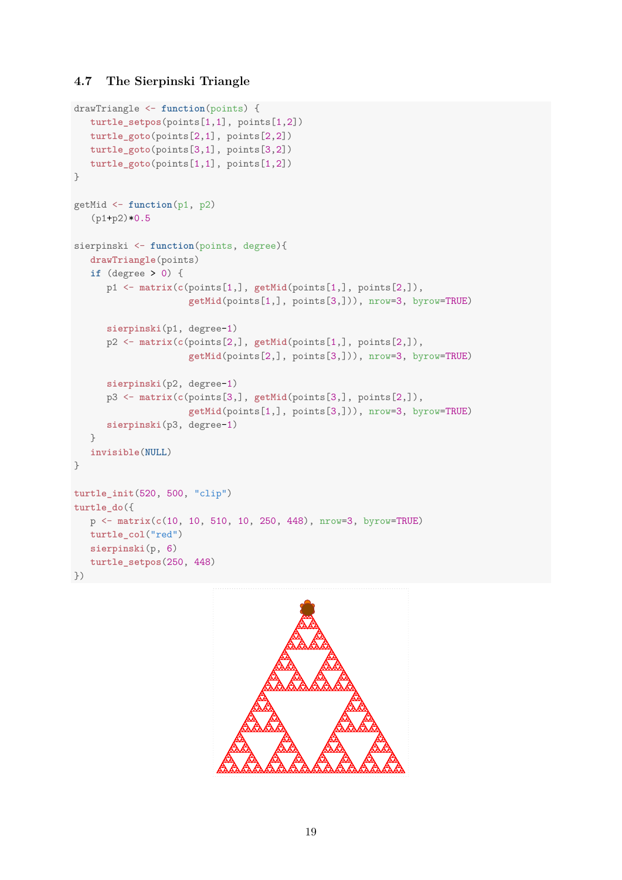### 4.7 The Sierpinski Triangle

```
drawTriangle <- function(points) {
   turtle_setpos(points[1,1], points[1,2])
   turtle_goto(points[2,1], points[2,2])
   turtle_goto(points[3,1], points[3,2])
   turtle_goto(points[1,1], points[1,2])
}

getMid <- function(p1, p2)
   (p1+p2)*0.5

sierpinski <- function(points, degree){
   drawTriangle(points)
   if (degree > 0) {
      p1 <- matrix(c(points[1,], getMid(points[1,], points[2,]),
                   getMid(points[1,], points[3,])), nrow=3, byrow=TRUE)

      sierpinski(p1, degree-1)
      p2 <- matrix(c(points[2,], getMid(points[1,], points[2,]),
                   getMid(points[2,], points[3,])), nrow=3, byrow=TRUE)

      sierpinski(p2, degree-1)
      p3 <- matrix(c(points[3,], getMid(points[3,], points[2,]),
                   getMid(points[1,], points[3,])), nrow=3, byrow=TRUE)
      sierpinski(p3, degree-1)
   }
   invisible(NULL)
}

turtle_init(520, 500, "clip")
turtle_do({
   p <- matrix(c(10, 10, 510, 10, 250, 448), nrow=3, byrow=TRUE)
   turtle_col("red")
   sierpinski(p, 6)
   turtle_setpos(250, 448)
})
```